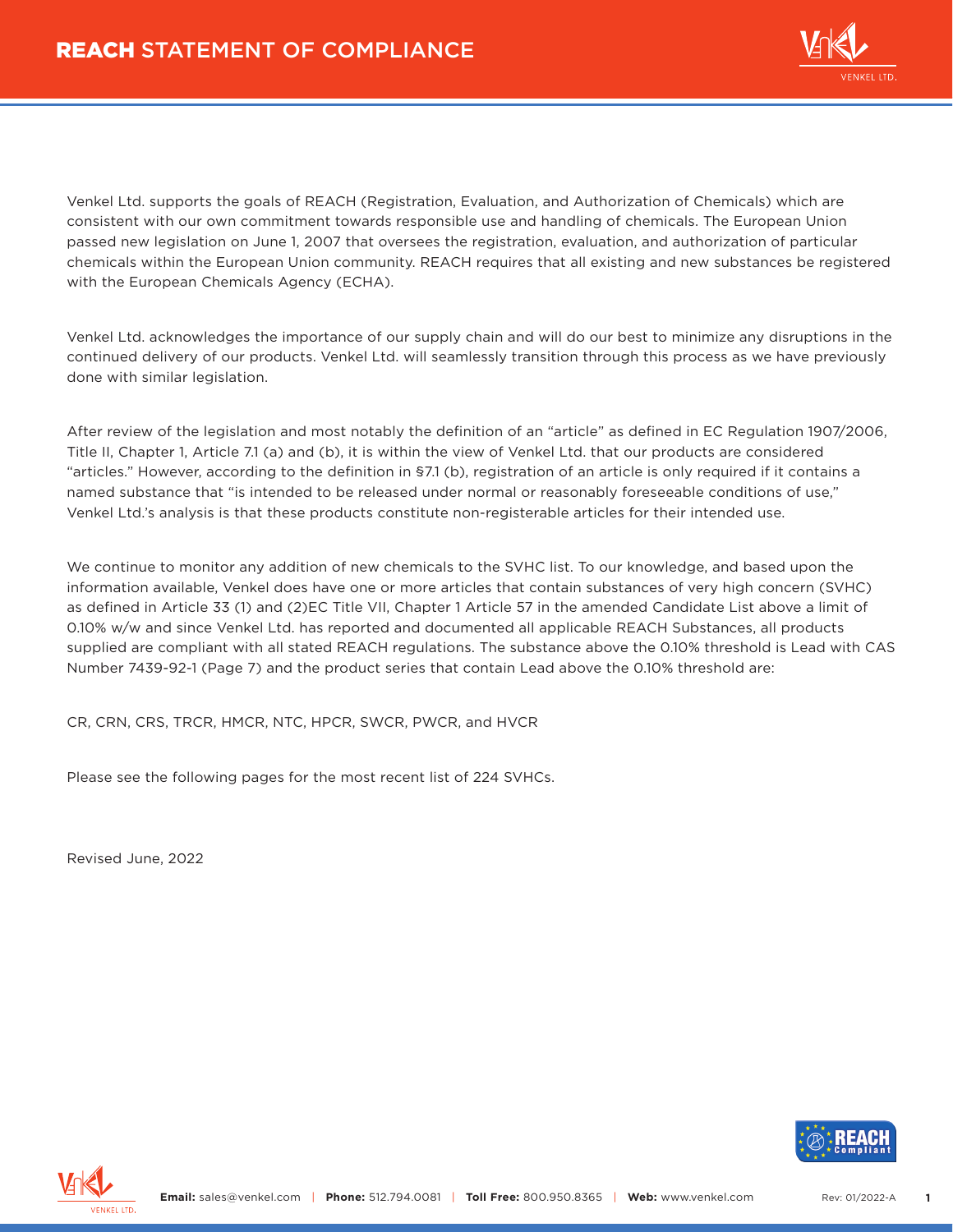# REACH STATEMENT OF COMPLIANCE

Venkel Ltd. supports the goals of REACH (Registration, Evaluation, and Authorization of Chemicals) which are consistent with our own commitment towards responsible use and handling of chemicals. The European Union passed new legislation on June 1, 2007 that oversees the registration, evaluation, and authorization of particular chemicals within the European Union community. REACH requires that all existing and new substances be registered with the European Chemicals Agency (ECHA).

Venkel Ltd. acknowledges the importance of our supply chain and will do our best to minimize any disruptions in the continued delivery of our products. Venkel Ltd. will seamlessly transition through this process as we have previously done with similar legislation.

After review of the legislation and most notably the definition of an "article" as defined in EC Regulation 1907/2006, Title II, Chapter 1, Article 7.1 (a) and (b), it is within the view of Venkel Ltd. that our products are considered "articles." However, according to the definition in §7.1 (b), registration of an article is only required if it contains a named substance that "is intended to be released under normal or reasonably foreseeable conditions of use," Venkel Ltd.'s analysis is that these products constitute non-registerable articles for their intended use.

We continue to monitor any addition of new chemicals to the SVHC list. To our knowledge, and based upon the information available, Venkel does have one or more articles that contain substances of very high concern (SVHC) as defined in Article 33 (1) and (2)EC Title VII, Chapter 1 Article 57 in the amended Candidate List above a limit of 0.10% w/w and since Venkel Ltd. has reported and documented all applicable REACH Substances, all products supplied are compliant with all stated REACH regulations. The substance above the 0.10% threshold is Lead with CAS Number 7439-92-1 (Page 7) and the product series that contain Lead above the 0.10% threshold are:

CR, CRN, CRS, TRCR, HMCR, NTC, HPCR, SWCR, PWCR, and HVCR

Please see the following pages for the most recent list of 224 SVHCs.

Revised June, 2022

**Email:** sales@venkel.com | **Phone:** 512.794.0081 | **Toll Free:** 800.950.8365 | **Web:** www.venkel.com

Rev: 01/2022-A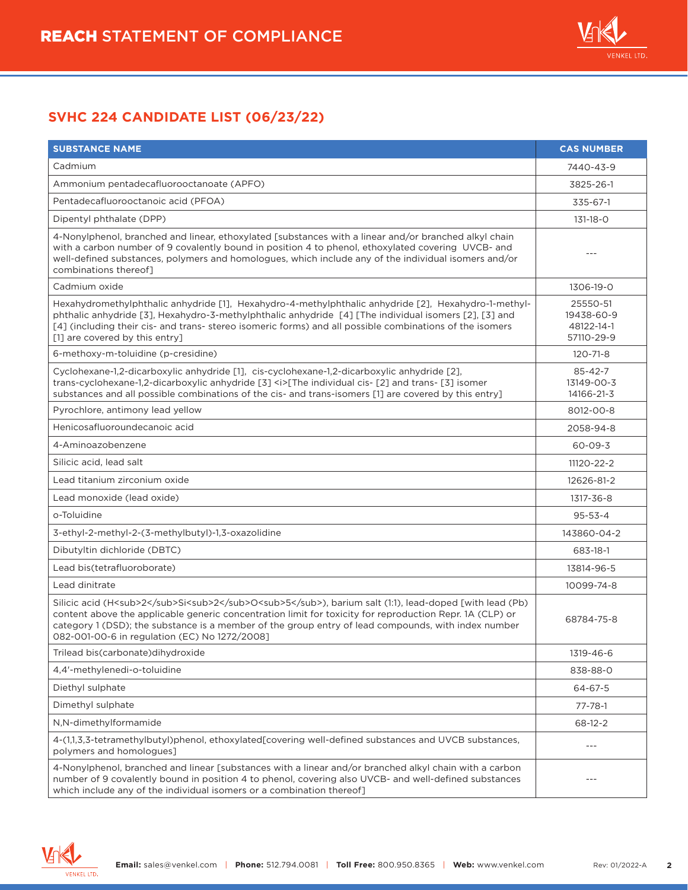# REACH STATEMENT OF COMPLIANCE

## SVHC 224 CANDIDATE LIST (06/23/22)

| SUBSTANCE NAME | CAS NUMBER |
|---|---|
| Cadmium | 7440-43-9 |
| Ammonium pentadecafluorooctanoate (APFO) | 3825-26-1 |
| Pentadecafluorooctanoic acid (PFOA) | 335-67-1 |
| Dipentyl phthalate (DPP) | 131-18-0 |
| 4-Nonylphenol, branched and linear, ethoxylated [substances with a linear and/or branched alkyl chain with a carbon number of 9 covalently bound in position 4 to phenol, ethoxylated covering UVCB- and well-defined substances, polymers and homologues, which include any of the individual isomers and/or combinations thereof] | --- |
| Cadmium oxide | 1306-19-0 |
| Hexahydromethylphthalic anhydride [1], Hexahydro-4-methylphthalic anhydride [2], Hexahydro-1-methyl-phthalic anhydride [3], Hexahydro-3-methylphthalic anhydride [4] [The individual isomers [2], [3] and [4] (including their cis- and trans- stereo isomeric forms) and all possible combinations of the isomers [1] are covered by this entry] | 25550-51<br>19438-60-9<br>48122-14-1<br>57110-29-9 |
| 6-methoxy-m-toluidine (p-cresidine) | 120-71-8 |
| Cyclohexane-1,2-dicarboxylic anhydride [1], cis-cyclohexane-1,2-dicarboxylic anhydride [2], trans-cyclohexane-1,2-dicarboxylic anhydride [3] <i>[The individual cis- [2] and trans- [3] isomer substances and all possible combinations of the cis- and trans-isomers [1] are covered by this entry] | 85-42-7<br>13149-00-3<br>14166-21-3 |
| Pyrochlore, antimony lead yellow | 8012-00-8 |
| Henicosafluoroundecanoic acid | 2058-94-8 |
| 4-Aminoazobenzene | 60-09-3 |
| Silicic acid, lead salt | 11120-22-2 |
| Lead titanium zirconium oxide | 12626-81-2 |
| Lead monoxide (lead oxide) | 1317-36-8 |
| o-Toluidine | 95-53-4 |
| 3-ethyl-2-methyl-2-(3-methylbutyl)-1,3-oxazolidine | 143860-04-2 |
| Dibutyltin dichloride (DBTC) | 683-18-1 |
| Lead bis(tetrafluoroborate) | 13814-96-5 |
| Lead dinitrate | 10099-74-8 |
| Silicic acid ($H_2Si_2O_5$), barium salt (1:1), lead-doped [with lead (Pb) content above the applicable generic concentration limit for toxicity for reproduction Repr. 1A (CLP) or category 1 (DSD); the substance is a member of the group entry of lead compounds, with index number 082-001-00-6 in regulation (EC) No 1272/2008] | 68784-75-8 |
| Trilead bis(carbonate)dihydroxide | 1319-46-6 |
| 4,4'-methylenedi-o-toluidine | 838-88-0 |
| Diethyl sulphate | 64-67-5 |
| Dimethyl sulphate | 77-78-1 |
| N,N-dimethylformamide | 68-12-2 |
| 4-(1,1,3,3-tetramethylbutyl)phenol, ethoxylated[covering well-defined substances and UVCB substances, polymers and homologues] | --- |
| 4-Nonylphenol, branched and linear [substances with a linear and/or branched alkyl chain with a carbon number of 9 covalently bound in position 4 to phenol, covering also UVCB- and well-defined substances which include any of the individual isomers or a combination thereof] | --- |

**Email:** sales@venkel.com | **Phone:** 512.794.0081 | **Toll Free:** 800.950.8365 | **Web:** www.venkel.com

Rev: 01/2022-A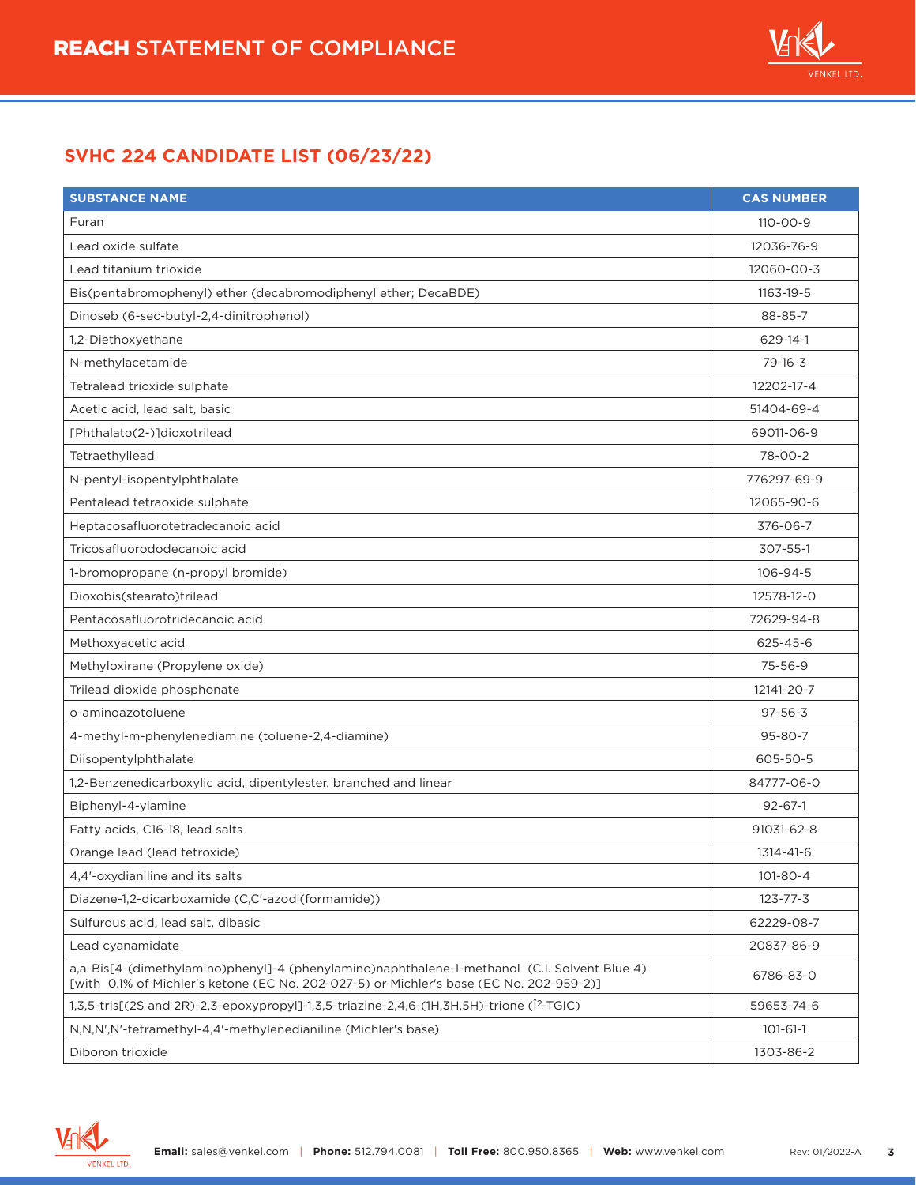# REACH STATEMENT OF COMPLIANCE

## SVHC 224 CANDIDATE LIST (06/23/22)

| SUBSTANCE NAME | CAS NUMBER |
|---|---|
| Furan | 110-00-9 |
| Lead oxide sulfate | 12036-76-9 |
| Lead titanium trioxide | 12060-00-3 |
| Bis(pentabromophenyl) ether (decabromodiphenyl ether; DecaBDE) | 1163-19-5 |
| Dinoseb (6-sec-butyl-2,4-dinitrophenol) | 88-85-7 |
| 1,2-Diethoxyethane | 629-14-1 |
| N-methylacetamide | 79-16-3 |
| Tetralead trioxide sulphate | 12202-17-4 |
| Acetic acid, lead salt, basic | 51404-69-4 |
| [Phthalato(2-)]dioxotrilead | 69011-06-9 |
| Tetraethyllead | 78-00-2 |
| N-pentyl-isopentylphthalate | 776297-69-9 |
| Pentalead tetraoxide sulphate | 12065-90-6 |
| Heptacosafluorotetradecanoic acid | 376-06-7 |
| Tricosafluorododecanoic acid | 307-55-1 |
| 1-bromopropane (n-propyl bromide) | 106-94-5 |
| Dioxobis(stearato)trilead | 12578-12-0 |
| Pentacosafluorotridecanoic acid | 72629-94-8 |
| Methoxyacetic acid | 625-45-6 |
| Methyloxirane (Propylene oxide) | 75-56-9 |
| Trilead dioxide phosphonate | 12141-20-7 |
| o-aminoazotoluene | 97-56-3 |
| 4-methyl-m-phenylenediamine (toluene-2,4-diamine) | 95-80-7 |
| Diisopentylphthalate | 605-50-5 |
| 1,2-Benzenedicarboxylic acid, dipentylester, branched and linear | 84777-06-0 |
| Biphenyl-4-ylamine | 92-67-1 |
| Fatty acids, C16-18, lead salts | 91031-62-8 |
| Orange lead (lead tetroxide) | 1314-41-6 |
| 4,4'-oxydianiline and its salts | 101-80-4 |
| Diazene-1,2-dicarboxamide (C,C'-azodi(formamide)) | 123-77-3 |
| Sulfurous acid, lead salt, dibasic | 62229-08-7 |
| Lead cyanamidate | 20837-86-9 |
| a,a-Bis[4-(dimethylamino)phenyl]-4 (phenylamino)naphthalene-1-methanol (C.I. Solvent Blue 4) [with 0.1% of Michler's ketone (EC No. 202-027-5) or Michler's base (EC No. 202-959-2)] | 6786-83-0 |
| 1,3,5-tris[(2S and 2R)-2,3-epoxypropyl]-1,3,5-triazine-2,4,6-(1H,3H,5H)-trione (Î²-TGIC) | 59653-74-6 |
| N,N,N',N'-tetramethyl-4,4'-methylenedianiline (Michler's base) | 101-61-1 |
| Diboron trioxide | 1303-86-2 |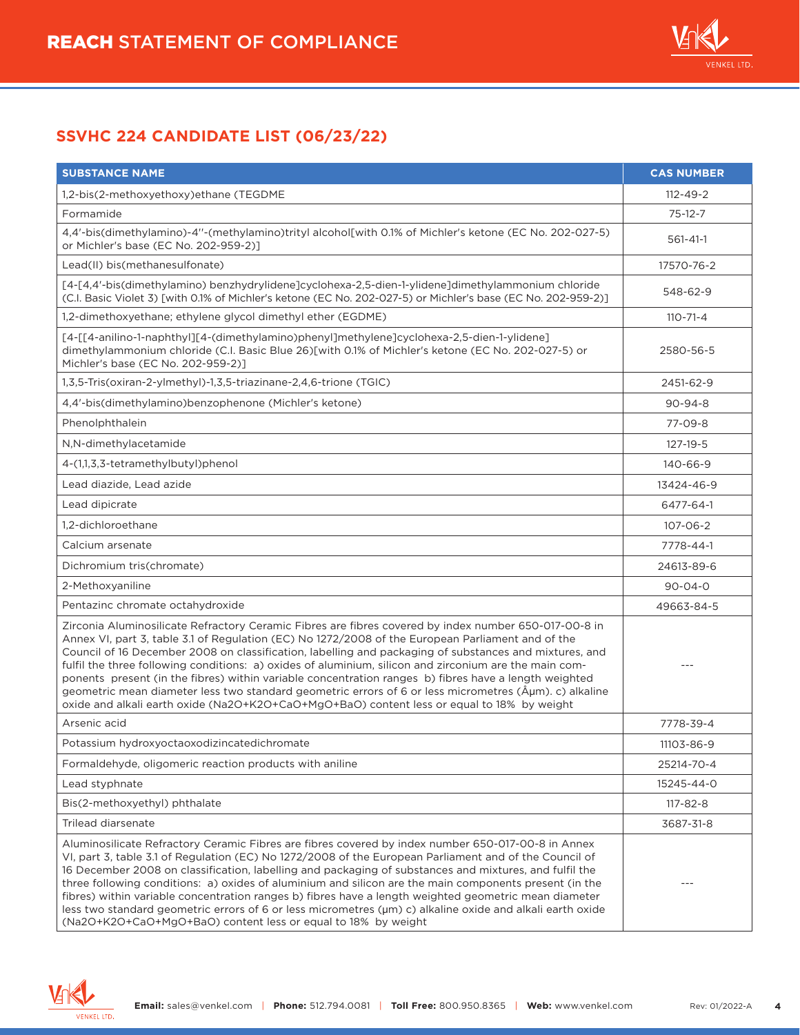# REACH STATEMENT OF COMPLIANCE

## SSVHC 224 CANDIDATE LIST (06/23/22)

| SUBSTANCE NAME | CAS NUMBER |
|---|---|
| 1,2-bis(2-methoxyethoxy)ethane (TEGDME | 112-49-2 |
| Formamide | 75-12-7 |
| 4,4'-bis(dimethylamino)-4''-(methylamino)trityl alcohol[with 0.1% of Michler's ketone (EC No. 202-027-5) or Michler's base (EC No. 202-959-2)] | 561-41-1 |
| Lead(II) bis(methanesulfonate) | 17570-76-2 |
| [4-[4,4'-bis(dimethylamino) benzhydrylidene]cyclohexa-2,5-dien-1-ylidene]dimethylammonium chloride (C.I. Basic Violet 3) [with 0.1% of Michler's ketone (EC No. 202-027-5) or Michler's base (EC No. 202-959-2)] | 548-62-9 |
| 1,2-dimethoxyethane; ethylene glycol dimethyl ether (EGDME) | 110-71-4 |
| [4-[[4-anilino-1-naphthyl][4-(dimethylamino)phenyl]methylene]cyclohexa-2,5-dien-1-ylidene] dimethylammonium chloride (C.I. Basic Blue 26)[with 0.1% of Michler's ketone (EC No. 202-027-5) or Michler's base (EC No. 202-959-2)] | 2580-56-5 |
| 1,3,5-Tris(oxiran-2-ylmethyl)-1,3,5-triazinane-2,4,6-trione (TGIC) | 2451-62-9 |
| 4,4'-bis(dimethylamino)benzophenone (Michler's ketone) | 90-94-8 |
| Phenolphthalein | 77-09-8 |
| N,N-dimethylacetamide | 127-19-5 |
| 4-(1,1,3,3-tetramethylbutyl)phenol | 140-66-9 |
| Lead diazide, Lead azide | 13424-46-9 |
| Lead dipicrate | 6477-64-1 |
| 1,2-dichloroethane | 107-06-2 |
| Calcium arsenate | 7778-44-1 |
| Dichromium tris(chromate) | 24613-89-6 |
| 2-Methoxyaniline | 90-04-0 |
| Pentazinc chromate octahydroxide | 49663-84-5 |
| Zirconia Aluminosilicate Refractory Ceramic Fibres are fibres covered by index number 650-017-00-8 in Annex VI, part 3, table 3.1 of Regulation (EC) No 1272/2008 of the European Parliament and of the Council of 16 December 2008 on classification, labelling and packaging of substances and mixtures, and fulfil the three following conditions: a) oxides of aluminium, silicon and zirconium are the main components present (in the fibres) within variable concentration ranges b) fibres have a length weighted geometric mean diameter less two standard geometric errors of 6 or less micrometres (Âµm). c) alkaline oxide and alkali earth oxide ($Na_2O+K_2O+CaO+MgO+BaO$) content less or equal to 18% by weight | --- |
| Arsenic acid | 7778-39-4 |
| Potassium hydroxyoctaoxodizincatedichromate | 11103-86-9 |
| Formaldehyde, oligomeric reaction products with aniline | 25214-70-4 |
| Lead styphnate | 15245-44-0 |
| Bis(2-methoxyethyl) phthalate | 117-82-8 |
| Trilead diarsenate | 3687-31-8 |
| Aluminosilicate Refractory Ceramic Fibres are fibres covered by index number 650-017-00-8 in Annex VI, part 3, table 3.1 of Regulation (EC) No 1272/2008 of the European Parliament and of the Council of 16 December 2008 on classification, labelling and packaging of substances and mixtures, and fulfil the three following conditions: a) oxides of aluminium and silicon are the main components present (in the fibres) within variable concentration ranges b) fibres have a length weighted geometric mean diameter less two standard geometric errors of 6 or less micrometres (µm) c) alkaline oxide and alkali earth oxide ($Na_2O+K_2O+CaO+MgO+BaO$) content less or equal to 18% by weight | --- |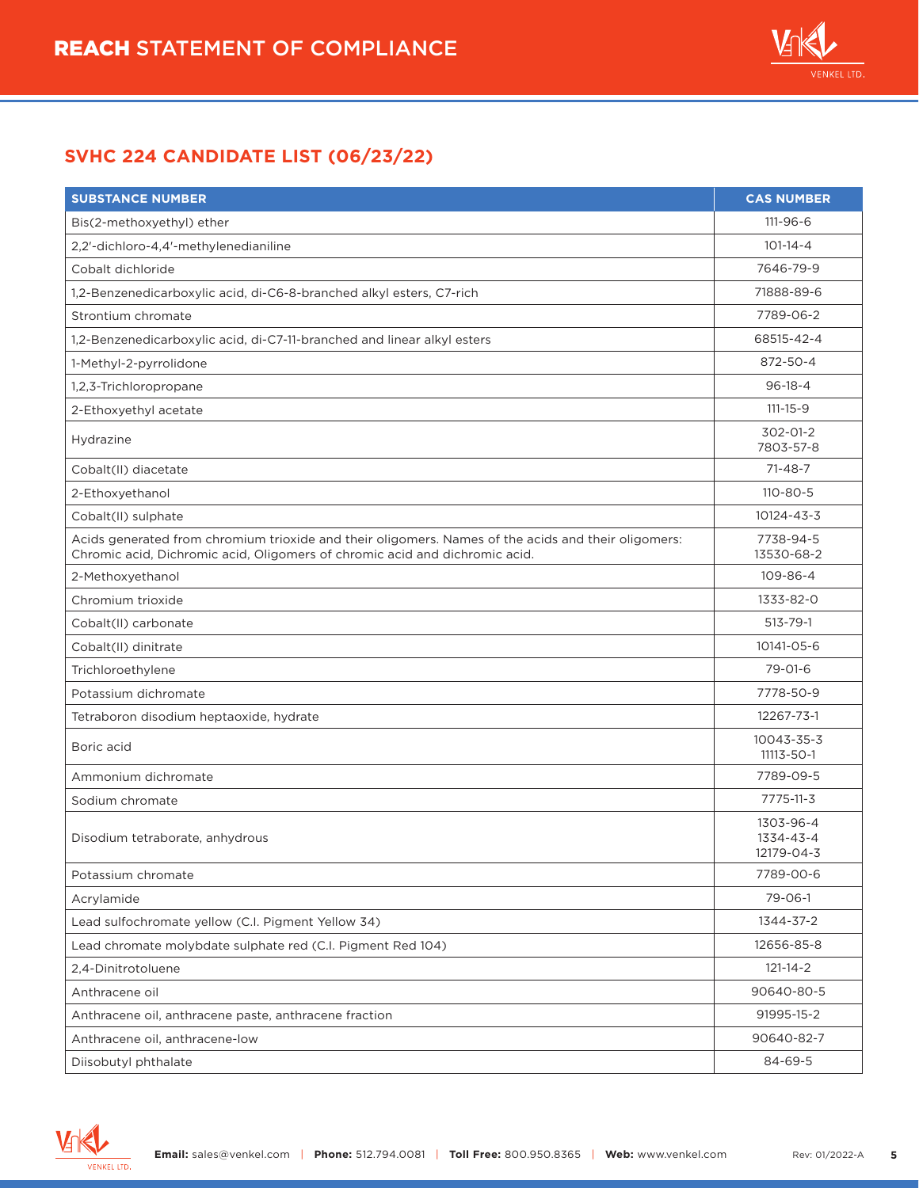# REACH STATEMENT OF COMPLIANCE

## SVHC 224 CANDIDATE LIST (06/23/22)

| SUBSTANCE NUMBER | CAS NUMBER |
|---|---|
| Bis(2-methoxyethyl) ether | 111-96-6 |
| 2,2'-dichloro-4,4'-methylenedianiline | 101-14-4 |
| Cobalt dichloride | 7646-79-9 |
| 1,2-Benzenedicarboxylic acid, di-C6-8-branched alkyl esters, C7-rich | 71888-89-6 |
| Strontium chromate | 7789-06-2 |
| 1,2-Benzenedicarboxylic acid, di-C7-11-branched and linear alkyl esters | 68515-42-4 |
| 1-Methyl-2-pyrrolidone | 872-50-4 |
| 1,2,3-Trichloropropane | 96-18-4 |
| 2-Ethoxyethyl acetate | 111-15-9 |
| Hydrazine | 302-01-2<br>7803-57-8 |
| Cobalt(II) diacetate | 71-48-7 |
| 2-Ethoxyethanol | 110-80-5 |
| Cobalt(II) sulphate | 10124-43-3 |
| Acids generated from chromium trioxide and their oligomers. Names of the acids and their oligomers: Chromic acid, Dichromic acid, Oligomers of chromic acid and dichromic acid. | 7738-94-5<br>13530-68-2 |
| 2-Methoxyethanol | 109-86-4 |
| Chromium trioxide | 1333-82-0 |
| Cobalt(II) carbonate | 513-79-1 |
| Cobalt(II) dinitrate | 10141-05-6 |
| Trichloroethylene | 79-01-6 |
| Potassium dichromate | 7778-50-9 |
| Tetraboron disodium heptaoxide, hydrate | 12267-73-1 |
| Boric acid | 10043-35-3<br>11113-50-1 |
| Ammonium dichromate | 7789-09-5 |
| Sodium chromate | 7775-11-3 |
| Disodium tetraborate, anhydrous | 1303-96-4<br>1334-43-4<br>12179-04-3 |
| Potassium chromate | 7789-00-6 |
| Acrylamide | 79-06-1 |
| Lead sulfochromate yellow (C.I. Pigment Yellow 34) | 1344-37-2 |
| Lead chromate molybdate sulphate red (C.I. Pigment Red 104) | 12656-85-8 |
| 2,4-Dinitrotoluene | 121-14-2 |
| Anthracene oil | 90640-80-5 |
| Anthracene oil, anthracene paste, anthracene fraction | 91995-15-2 |
| Anthracene oil, anthracene-low | 90640-82-7 |
| Diisobutyl phthalate | 84-69-5 |

**Email:** sales@venkel.com | **Phone:** 512.794.0081 | **Toll Free:** 800.950.8365 | **Web:** www.venkel.com Rev: 01/2022-A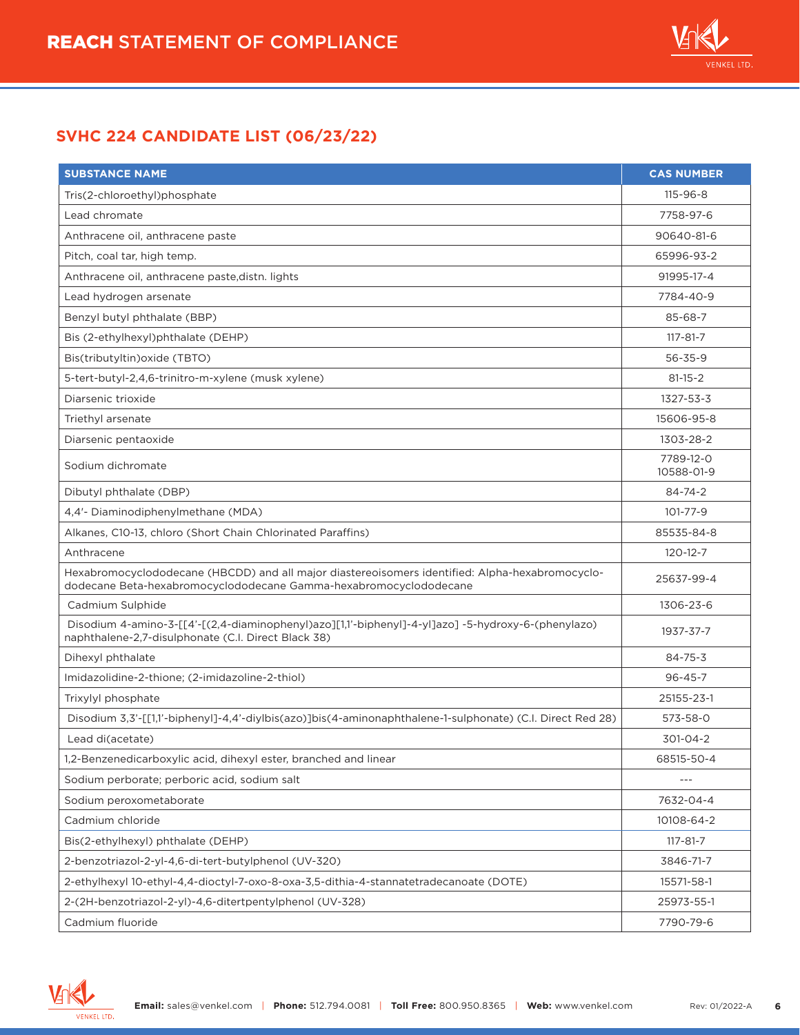# REACH STATEMENT OF COMPLIANCE

## SVHC 224 CANDIDATE LIST (06/23/22)

| SUBSTANCE NAME | CAS NUMBER |
| --- | --- |
| Tris(2-chloroethyl)phosphate | 115-96-8 |
| Lead chromate | 7758-97-6 |
| Anthracene oil, anthracene paste | 90640-81-6 |
| Pitch, coal tar, high temp. | 65996-93-2 |
| Anthracene oil, anthracene paste,distn. lights | 91995-17-4 |
| Lead hydrogen arsenate | 7784-40-9 |
| Benzyl butyl phthalate (BBP) | 85-68-7 |
| Bis (2-ethylhexyl)phthalate (DEHP) | 117-81-7 |
| Bis(tributyltin)oxide (TBTO) | 56-35-9 |
| 5-tert-butyl-2,4,6-trinitro-m-xylene (musk xylene) | 81-15-2 |
| Diarsenic trioxide | 1327-53-3 |
| Triethyl arsenate | 15606-95-8 |
| Diarsenic pentaoxide | 1303-28-2 |
| Sodium dichromate | 7789-12-0<br>10588-01-9 |
| Dibutyl phthalate (DBP) | 84-74-2 |
| 4,4'- Diaminodiphenylmethane (MDA) | 101-77-9 |
| Alkanes, C10-13, chloro (Short Chain Chlorinated Paraffins) | 85535-84-8 |
| Anthracene | 120-12-7 |
| Hexabromocyclododecane (HBCDD) and all major diastereoisomers identified: Alpha-hexabromocyclo-dodecane Beta-hexabromocyclododecane Gamma-hexabromocyclododecane | 25637-99-4 |
| Cadmium Sulphide | 1306-23-6 |
| Disodium 4-amino-3-[[4'-[(2,4-diaminophenyl)azo][1,1'-biphenyl]-4-yl]azo] -5-hydroxy-6-(phenylazo) naphthalene-2,7-disulphonate (C.I. Direct Black 38) | 1937-37-7 |
| Dihexyl phthalate | 84-75-3 |
| Imidazolidine-2-thione; (2-imidazoline-2-thiol) | 96-45-7 |
| Trixylyl phosphate | 25155-23-1 |
| Disodium 3,3'-[[1,1'-biphenyl]-4,4'-diylbis(azo)]bis(4-aminonaphthalene-1-sulphonate) (C.I. Direct Red 28) | 573-58-0 |
| Lead di(acetate) | 301-04-2 |
| 1,2-Benzenedicarboxylic acid, dihexyl ester, branched and linear | 68515-50-4 |
| Sodium perborate; perboric acid, sodium salt | --- |
| Sodium peroxometaborate | 7632-04-4 |
| Cadmium chloride | 10108-64-2 |
| Bis(2-ethylhexyl) phthalate (DEHP) | 117-81-7 |
| 2-benzotriazol-2-yl-4,6-di-tert-butylphenol (UV-320) | 3846-71-7 |
| 2-ethylhexyl 10-ethyl-4,4-dioctyl-7-oxo-8-oxa-3,5-dithia-4-stannatetradecanoate (DOTE) | 15571-58-1 |
| 2-(2H-benzotriazol-2-yl)-4,6-ditertpentylphenol (UV-328) | 25973-55-1 |
| Cadmium fluoride | 7790-79-6 |

**Email:** sales@venkel.com | **Phone:** 512.794.0081 | **Toll Free:** 800.950.8365 | **Web:** www.venkel.com    Rev: 01/2022-A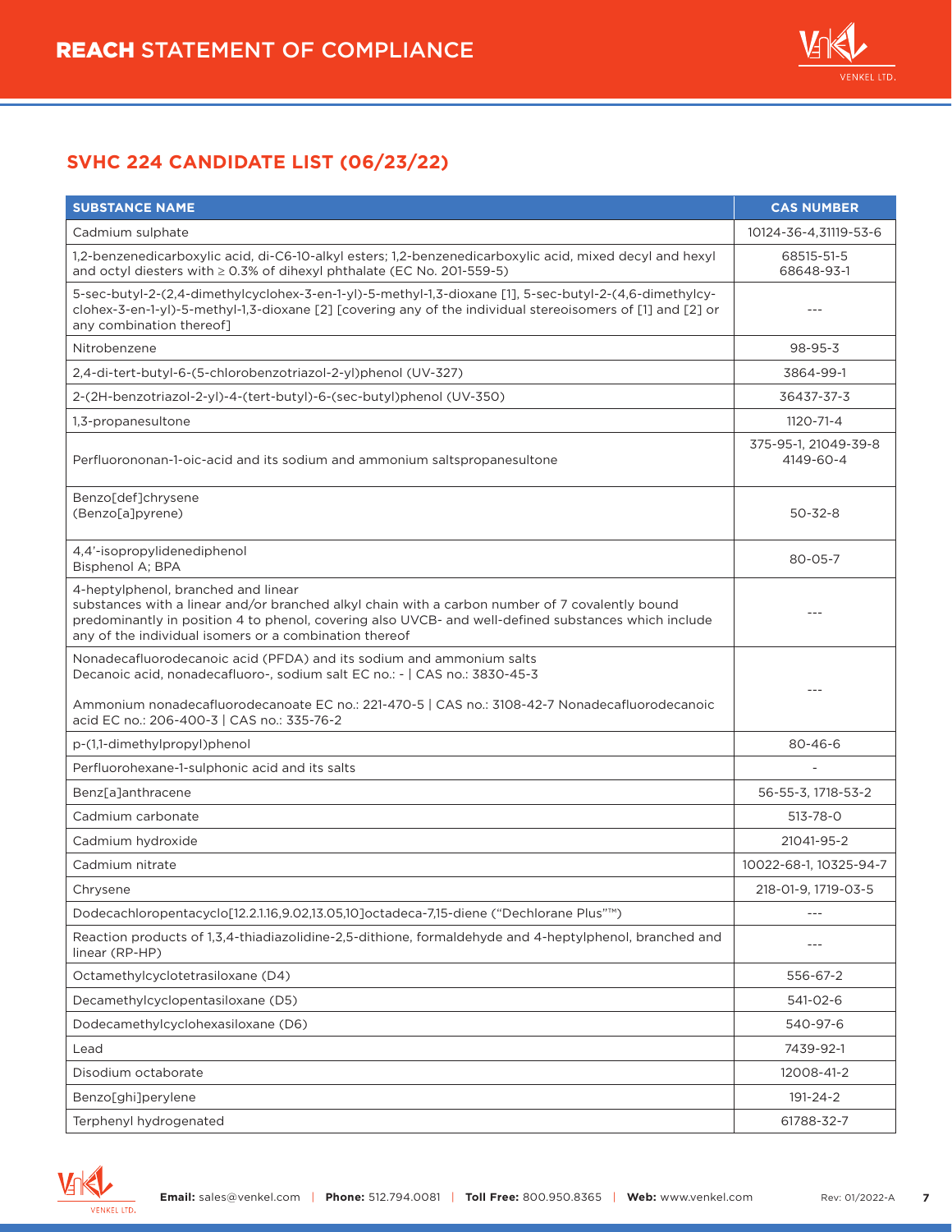# REACH STATEMENT OF COMPLIANCE

## SVHC 224 CANDIDATE LIST (06/23/22)

| SUBSTANCE NAME | CAS NUMBER |
|---|---|
| Cadmium sulphate | 10124-36-4,31119-53-6 |
| 1,2-benzenedicarboxylic acid, di-C6-10-alkyl esters; 1,2-benzenedicarboxylic acid, mixed decyl and hexyl and octyl diesters with ≥ 0.3% of dihexyl phthalate (EC No. 201-559-5) | 68515-51-5 68648-93-1 |
| 5-sec-butyl-2-(2,4-dimethylcyclohex-3-en-1-yl)-5-methyl-1,3-dioxane [1], 5-sec-butyl-2-(4,6-dimethylcyclohex-3-en-1-yl)-5-methyl-1,3-dioxane [2] [covering any of the individual stereoisomers of [1] and [2] or any combination thereof] | --- |
| Nitrobenzene | 98-95-3 |
| 2,4-di-tert-butyl-6-(5-chlorobenzotriazol-2-yl)phenol (UV-327) | 3864-99-1 |
| 2-(2H-benzotriazol-2-yl)-4-(tert-butyl)-6-(sec-butyl)phenol (UV-350) | 36437-37-3 |
| 1,3-propanesultone | 1120-71-4 |
| Perfluorononan-1-oic-acid and its sodium and ammonium saltspropanesultone | 375-95-1, 21049-39-8 4149-60-4 |
| Benzo[def]chrysene (Benzo[a]pyrene) | 50-32-8 |
| 4,4'-isopropylidenediphenol Bisphenol A; BPA | 80-05-7 |
| 4-heptylphenol, branched and linear substances with a linear and/or branched alkyl chain with a carbon number of 7 covalently bound predominantly in position 4 to phenol, covering also UVCB- and well-defined substances which include any of the individual isomers or a combination thereof | --- |
| Nonadecafluorodecanoic acid (PFDA) and its sodium and ammonium salts Decanoic acid, nonadecafluoro-, sodium salt EC no.: - \| CAS no.: 3830-45-3 Ammonium nonadecafluorodecanoate EC no.: 221-470-5 \| CAS no.: 3108-42-7 Nonadecafluorodecanoic acid EC no.: 206-400-3 \| CAS no.: 335-76-2 | --- |
| p-(1,1-dimethylpropyl)phenol | 80-46-6 |
| Perfluorohexane-1-sulphonic acid and its salts | - |
| Benz[a]anthracene | 56-55-3, 1718-53-2 |
| Cadmium carbonate | 513-78-0 |
| Cadmium hydroxide | 21041-95-2 |
| Cadmium nitrate | 10022-68-1, 10325-94-7 |
| Chrysene | 218-01-9, 1719-03-5 |
| Dodecachloropentacyclo[12.2.1.16,9.02,13.05,10]octadeca-7,15-diene ("Dechlorane Plus"™) | --- |
| Reaction products of 1,3,4-thiadiazolidine-2,5-dithione, formaldehyde and 4-heptylphenol, branched and linear (RP-HP) | --- |
| Octamethylcyclotetrasiloxane (D4) | 556-67-2 |
| Decamethylcyclopentasiloxane (D5) | 541-02-6 |
| Dodecamethylcyclohexasiloxane (D6) | 540-97-6 |
| Lead | 7439-92-1 |
| Disodium octaborate | 12008-41-2 |
| Benzo[ghi]perylene | 191-24-2 |
| Terphenyl hydrogenated | 61788-32-7 |

**Email:** sales@venkel.com | **Phone:** 512.794.0081 | **Toll Free:** 800.950.8365 | **Web:** www.venkel.com Rev: 01/2022-A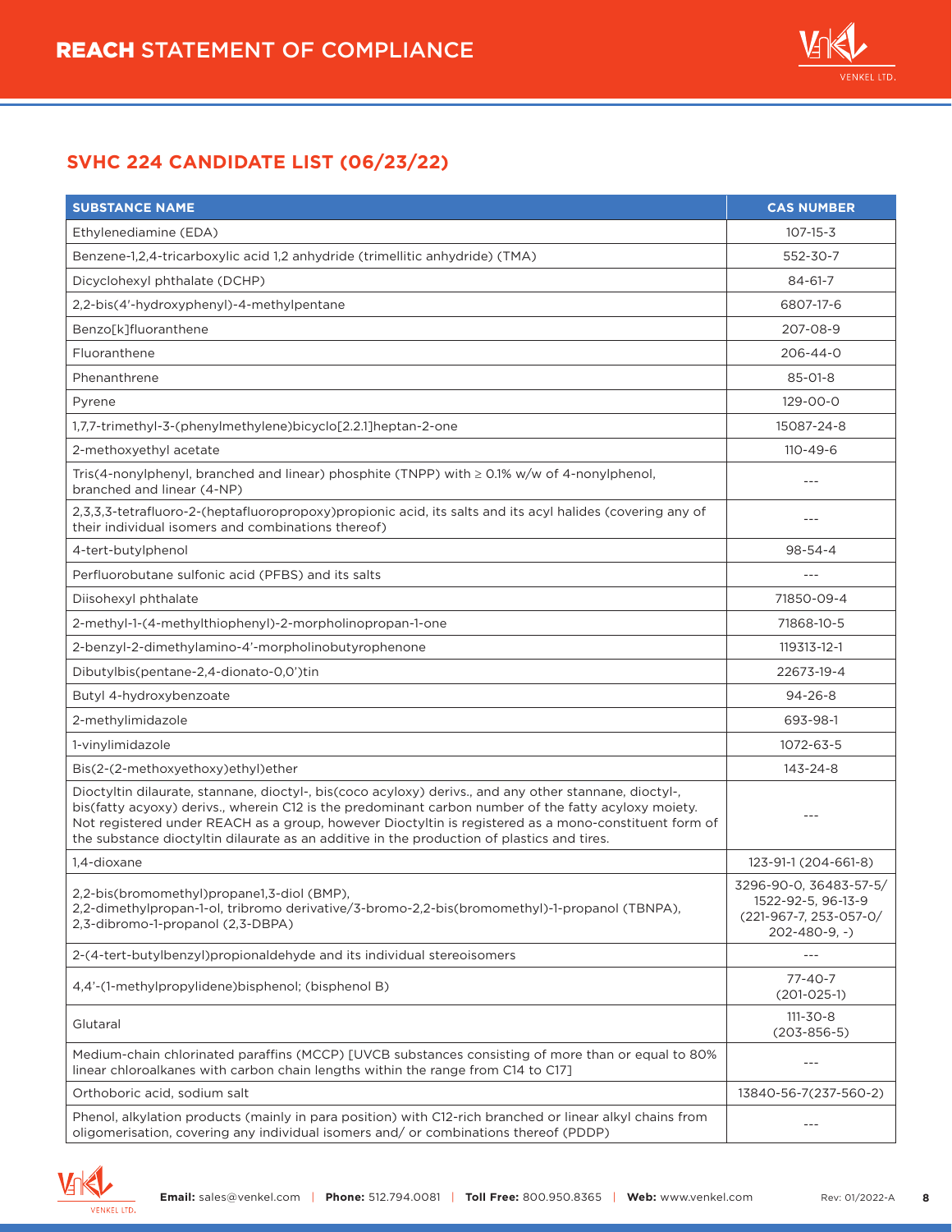## SVHC 224 CANDIDATE LIST (06/23/22)

| SUBSTANCE NAME | CAS NUMBER |
|---|---|
| Ethylenediamine (EDA) | 107-15-3 |
| Benzene-1,2,4-tricarboxylic acid 1,2 anhydride (trimellitic anhydride) (TMA) | 552-30-7 |
| Dicyclohexyl phthalate (DCHP) | 84-61-7 |
| 2,2-bis(4'-hydroxyphenyl)-4-methylpentane | 6807-17-6 |
| Benzo[k]fluoranthene | 207-08-9 |
| Fluoranthene | 206-44-0 |
| Phenanthrene | 85-01-8 |
| Pyrene | 129-00-0 |
| 1,7,7-trimethyl-3-(phenylmethylene)bicyclo[2.2.1]heptan-2-one | 15087-24-8 |
| 2-methoxyethyl acetate | 110-49-6 |
| Tris(4-nonylphenyl, branched and linear) phosphite (TNPP) with ≥ 0.1% w/w of 4-nonylphenol, branched and linear (4-NP) | --- |
| 2,3,3,3-tetrafluoro-2-(heptafluoropropoxy)propionic acid, its salts and its acyl halides (covering any of their individual isomers and combinations thereof) | --- |
| 4-tert-butylphenol | 98-54-4 |
| Perfluorobutane sulfonic acid (PFBS) and its salts | --- |
| Diisohexyl phthalate | 71850-09-4 |
| 2-methyl-1-(4-methylthiophenyl)-2-morpholinopropan-1-one | 71868-10-5 |
| 2-benzyl-2-dimethylamino-4'-morpholinobutyrophenone | 119313-12-1 |
| Dibutylbis(pentane-2,4-dionato-O,O')tin | 22673-19-4 |
| Butyl 4-hydroxybenzoate | 94-26-8 |
| 2-methylimidazole | 693-98-1 |
| 1-vinylimidazole | 1072-63-5 |
| Bis(2-(2-methoxyethoxy)ethyl)ether | 143-24-8 |
| Dioctyltin dilaurate, stannane, dioctyl-, bis(coco acyloxy) derivs., and any other stannane, dioctyl-, bis(fatty acyoxy) derivs., wherein C12 is the predominant carbon number of the fatty acyloxy moiety. Not registered under REACH as a group, however Dioctyltin is registered as a mono-constituent form of the substance dioctyltin dilaurate as an additive in the production of plastics and tires. | --- |
| 1,4-dioxane | 123-91-1 (204-661-8) |
| 2,2-bis(bromomethyl)propane1,3-diol (BMP), 2,2-dimethylpropan-1-ol, tribromo derivative/3-bromo-2,2-bis(bromomethyl)-1-propanol (TBNPA), 2,3-dibromo-1-propanol (2,3-DBPA) | 3296-90-0, 36483-57-5/ 1522-92-5, 96-13-9 (221-967-7, 253-057-0/ 202-480-9, -) |
| 2-(4-tert-butylbenzyl)propionaldehyde and its individual stereoisomers | --- |
| 4,4'-(1-methylpropylidene)bisphenol; (bisphenol B) | 77-40-7 (201-025-1) |
| Glutaral | 111-30-8 (203-856-5) |
| Medium-chain chlorinated paraffins (MCCP) [UVCB substances consisting of more than or equal to 80% linear chloroalkanes with carbon chain lengths within the range from C14 to C17] | --- |
| Orthoboric acid, sodium salt | 13840-56-7(237-560-2) |
| Phenol, alkylation products (mainly in para position) with C12-rich branched or linear alkyl chains from oligomerisation, covering any individual isomers and/ or combinations thereof (PDDP) | --- |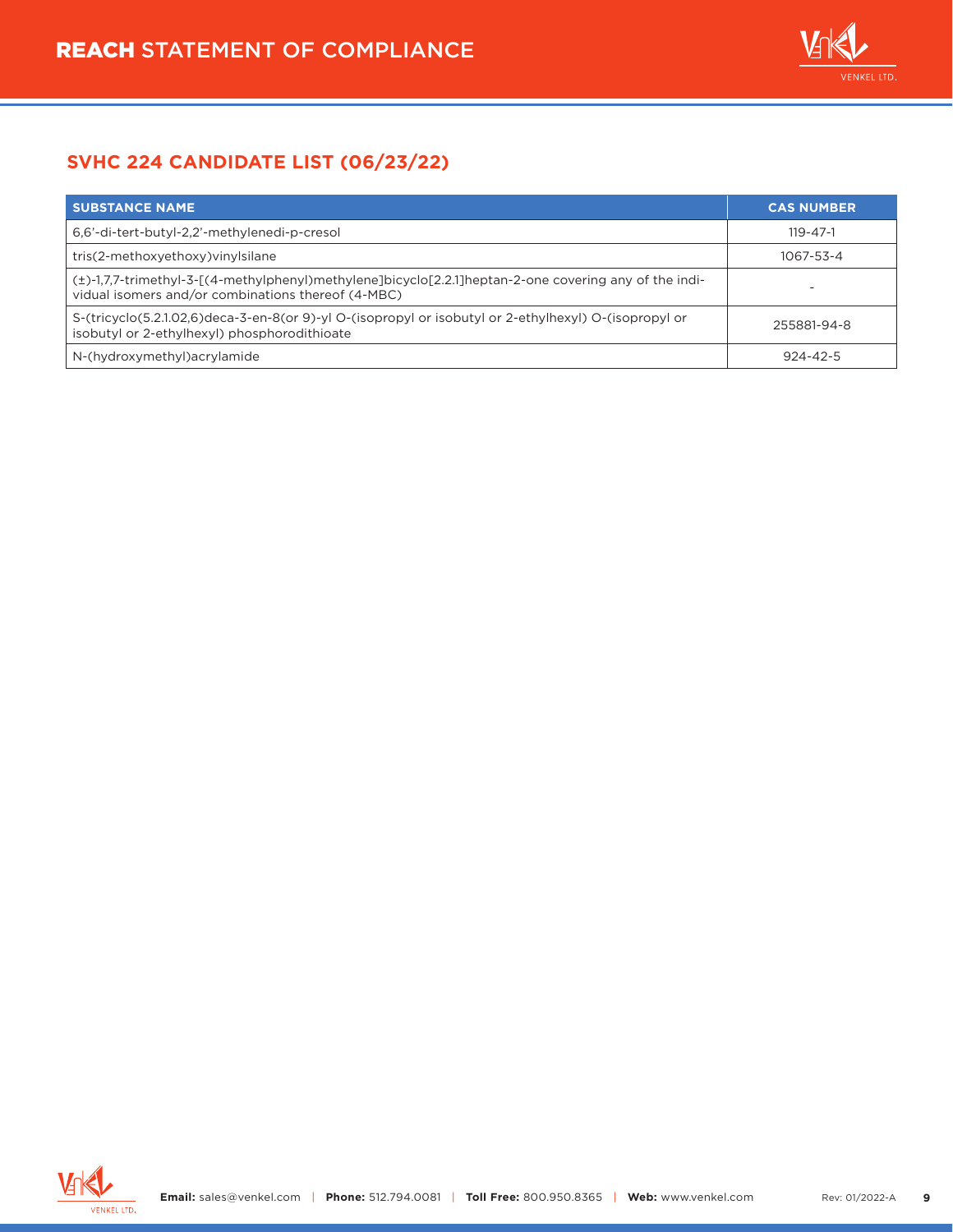## SVHC 224 CANDIDATE LIST (06/23/22)

| SUBSTANCE NAME | CAS NUMBER |
| --- | --- |
| 6,6'-di-tert-butyl-2,2'-methylenedi-p-cresol | 119-47-1 |
| tris(2-methoxyethoxy)vinylsilane | 1067-53-4 |
| (±)-1,7,7-trimethyl-3-[(4-methylphenyl)methylene]bicyclo[2.2.1]heptan-2-one covering any of the individual isomers and/or combinations thereof (4-MBC) | - |
| S-(tricyclo(5.2.1.02,6)deca-3-en-8(or 9)-yl O-(isopropyl or isobutyl or 2-ethylhexyl) O-(isopropyl or isobutyl or 2-ethylhexyl) phosphorodithioate | 255881-94-8 |
| N-(hydroxymethyl)acrylamide | 924-42-5 |